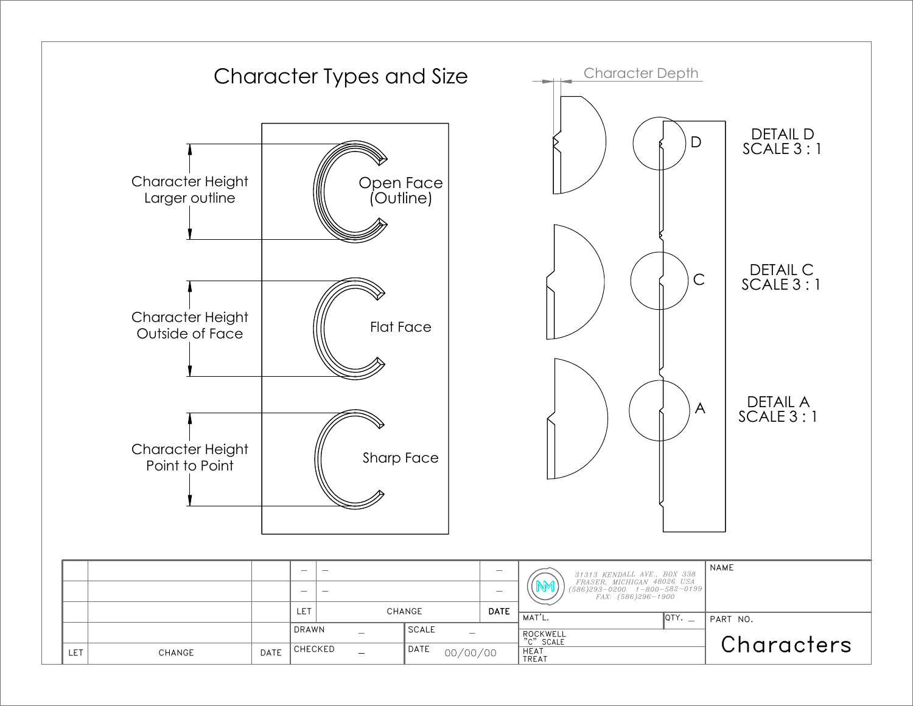# Character Types and Size

Character Height
Larger outline

Open Face
(Outline)

Character Height
Outside of Face

Flat Face

Character Height
Point to Point

Sharp Face

Character Depth

D

C

A

DETAIL D
SCALE 3 : 1

DETAIL C
SCALE 3 : 1

DETAIL A
SCALE 3 : 1

| | | | — | — | — |
|---|---|---|---|---|---|
| | | | — | — | — |
| | | | LET | CHANGE | DATE |
| | | | DRAWN — | SCALE — | |
| LET | CHANGE | DATE | CHECKED — | DATE 00/00/00 | |

31313 KENDALL AVE., BOX 338
FRASER, MICHIGAN 48026 USA
(586)293-0200 1-800-582-0199
FAX: (586)296-1900

| MAT'L. | QTY. _ |
|---|---|
| ROCKWELL "C" SCALE | |
| HEAT TREAT | |

NAME

PART NO.

Characters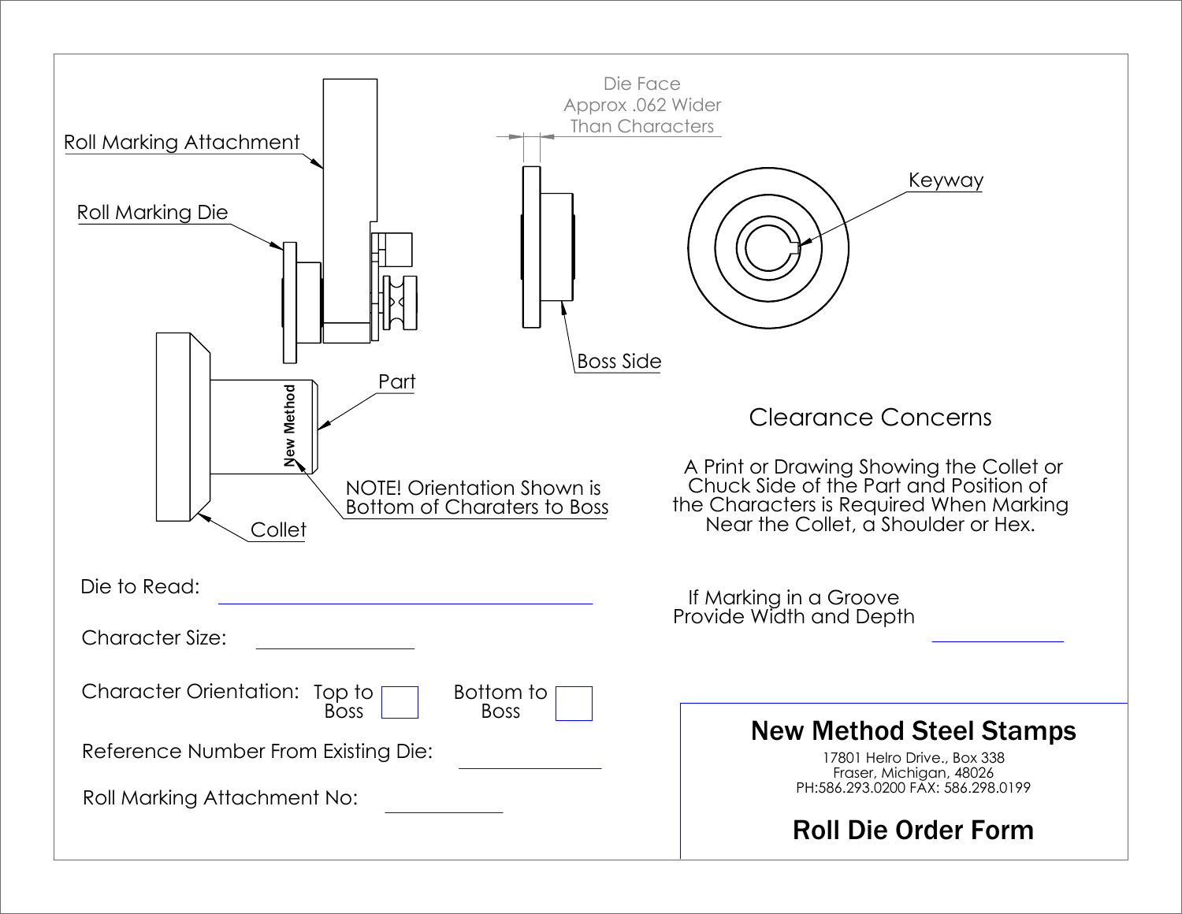Roll Marking Attachment

Roll Marking Die

Die Face
Approx .062 Wider
Than Characters

Keyway

Boss Side

Part

New Method

NOTE! Orientation Shown is
Bottom of Charaters to Boss

Collet

## Clearance Concerns

A Print or Drawing Showing the Collet or
Chuck Side of the Part and Position of
the Characters is Required When Marking
Near the Collet, a Shoulder or Hex.

Die to Read: ______________________

Character Size: ______________

Character Orientation: Top to Boss ☐ Bottom to Boss ☐

Reference Number From Existing Die: ______________

Roll Marking Attachment No: ______________

If Marking in a Groove
Provide Width and Depth ______________

## New Method Steel Stamps

17801 Helro Drive., Box 338
Fraser, Michigan, 48026
PH:586.293.0200 FAX: 586.298.0199

## Roll Die Order Form